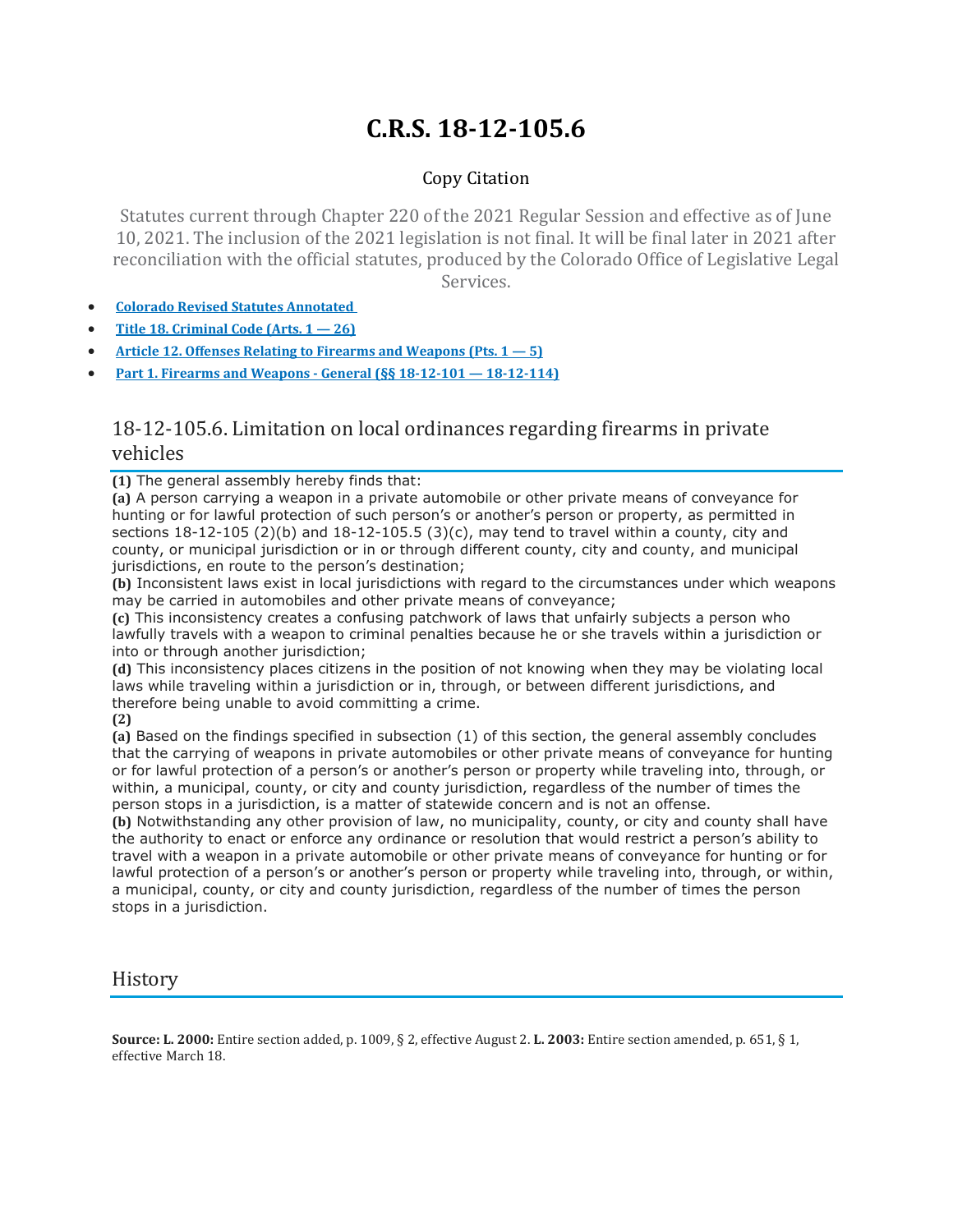# C.R.S. 18-12-105.6

Copy Citation

Statutes current through Chapter 220 of the 2021 Regular Session and effective as of June 10, 2021. The inclusion of the 2021 legislation is not final. It will be final later in 2021 after reconciliation with the official statutes, produced by the Colorado Office of Legislative Legal Services.

- **Colorado Revised Statutes Annotated**
- **Title 18. Criminal Code (Arts. 1 — 26)**
- **Article 12. Offenses Relating to Firearms and Weapons (Pts. 1 — 5)**
- **Part 1. Firearms and Weapons - General (§§ 18-12-101 — 18-12-114)**

## 18-12-105.6. Limitation on local ordinances regarding firearms in private vehicles

**(1)** The general assembly hereby finds that:

**(a)** A person carrying a weapon in a private automobile or other private means of conveyance for hunting or for lawful protection of such person's or another's person or property, as permitted in sections 18-12-105 (2)(b) and 18-12-105.5 (3)(c), may tend to travel within a county, city and county, or municipal jurisdiction or in or through different county, city and county, and municipal jurisdictions, en route to the person's destination;

**(b)** Inconsistent laws exist in local jurisdictions with regard to the circumstances under which weapons may be carried in automobiles and other private means of conveyance;

**(c)** This inconsistency creates a confusing patchwork of laws that unfairly subjects a person who lawfully travels with a weapon to criminal penalties because he or she travels within a jurisdiction or into or through another jurisdiction;

**(d)** This inconsistency places citizens in the position of not knowing when they may be violating local laws while traveling within a jurisdiction or in, through, or between different jurisdictions, and therefore being unable to avoid committing a crime.

**(2)**

**(a)** Based on the findings specified in subsection (1) of this section, the general assembly concludes that the carrying of weapons in private automobiles or other private means of conveyance for hunting or for lawful protection of a person's or another's person or property while traveling into, through, or within, a municipal, county, or city and county jurisdiction, regardless of the number of times the person stops in a jurisdiction, is a matter of statewide concern and is not an offense.

**(b)** Notwithstanding any other provision of law, no municipality, county, or city and county shall have the authority to enact or enforce any ordinance or resolution that would restrict a person's ability to travel with a weapon in a private automobile or other private means of conveyance for hunting or for lawful protection of a person's or another's person or property while traveling into, through, or within, a municipal, county, or city and county jurisdiction, regardless of the number of times the person stops in a jurisdiction.

## History

**Source: L. 2000:** Entire section added, p. 1009, § 2, effective August 2. **L. 2003:** Entire section amended, p. 651, § 1, effective March 18.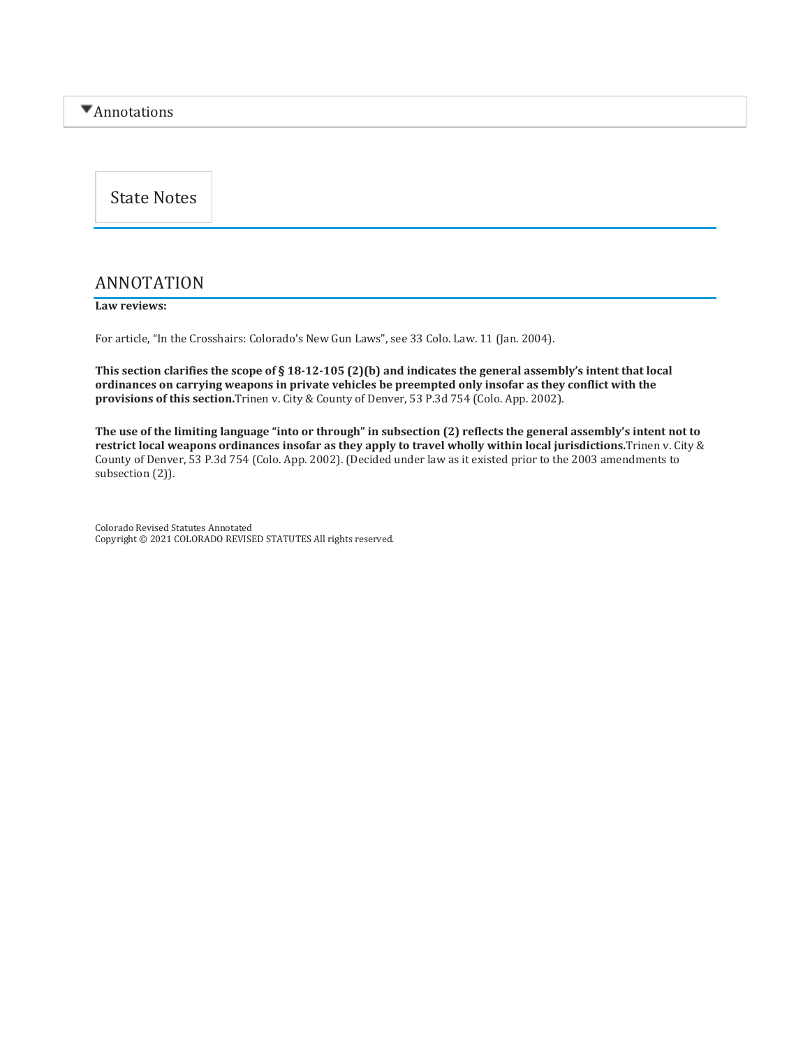▼Annotations

State Notes

## ANNOTATION

**Law reviews:**

For article, “In the Crosshairs: Colorado’s New Gun Laws”, see 33 Colo. Law. 11 (Jan. 2004).

**This section clarifies the scope of § 18-12-105 (2)(b) and indicates the general assembly’s intent that local ordinances on carrying weapons in private vehicles be preempted only insofar as they conflict with the provisions of this section.**Trinen v. City & County of Denver, 53 P.3d 754 (Colo. App. 2002).

**The use of the limiting language “into or through” in subsection (2) reflects the general assembly’s intent not to restrict local weapons ordinances insofar as they apply to travel wholly within local jurisdictions.**Trinen v. City & County of Denver, 53 P.3d 754 (Colo. App. 2002). (Decided under law as it existed prior to the 2003 amendments to subsection (2)).

Colorado Revised Statutes Annotated
Copyright © 2021 COLORADO REVISED STATUTES All rights reserved.